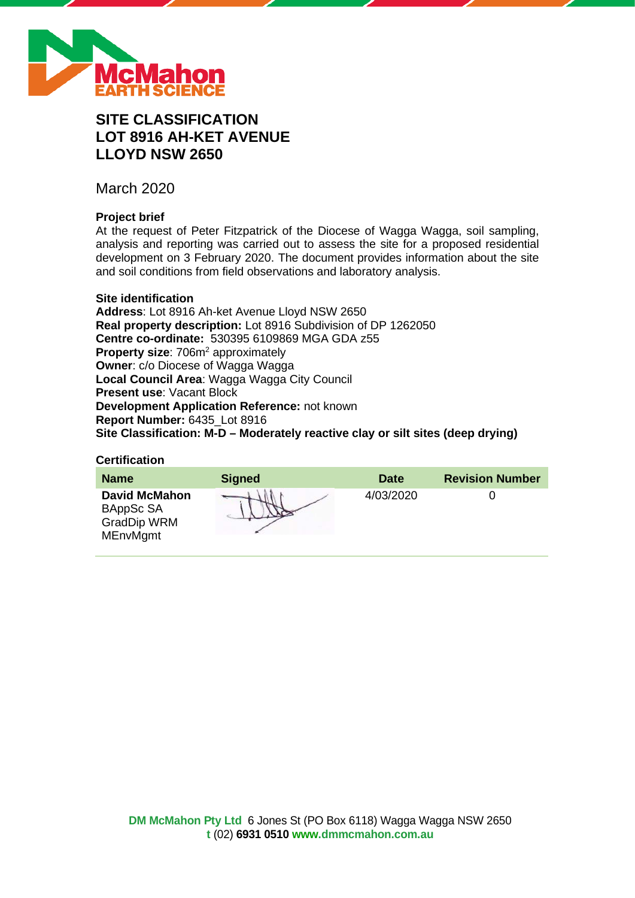# SITE CLASSIFICATION LOT 8916 AH-KET AVENUE LLOYD NSW 2650

March 2020

**Project brief**

At the request of Peter Fitzpatrick of the Diocese of Wagga Wagga, soil sampling, analysis and reporting was carried out to assess the site for a proposed residential development on 3 February 2020. The document provides information about the site and soil conditions from field observations and laboratory analysis.

**Site identification**

**Address**: Lot 8916 Ah-ket Avenue Lloyd NSW 2650
**Real property description:** Lot 8916 Subdivision of DP 1262050
**Centre co-ordinate:** 530395 6109869 MGA GDA z55
**Property size**: 706m$^2$ approximately
**Owner**: c/o Diocese of Wagga Wagga
**Local Council Area**: Wagga Wagga City Council
**Present use**: Vacant Block
**Development Application Reference:** not known
**Report Number:** 6435_Lot 8916
**Site Classification: M-D – Moderately reactive clay or silt sites (deep drying)**

**Certification**

| Name | Signed | Date | Revision Number |
|---|---|---|---|
| **David McMahon** BAppSc SA GradDip WRM MEnvMgmt | | 4/03/2020 | 0 |

**DM McMahon Pty Ltd** 6 Jones St (PO Box 6118) Wagga Wagga NSW 2650
**t** (02) **6931 0510** **www.dmmcmahon.com.au**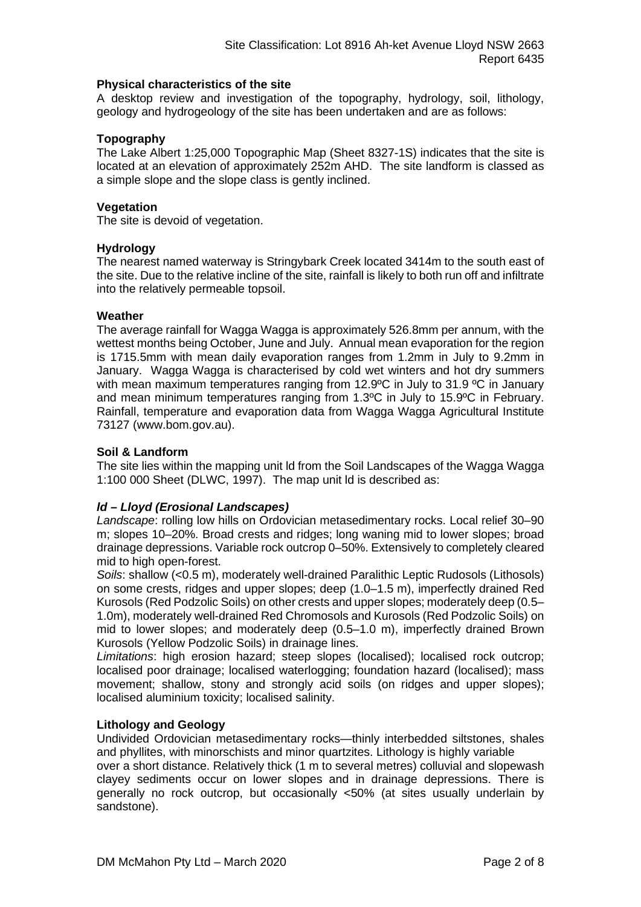## Physical characteristics of the site

A desktop review and investigation of the topography, hydrology, soil, lithology, geology and hydrogeology of the site has been undertaken and are as follows:

### Topography

The Lake Albert 1:25,000 Topographic Map (Sheet 8327-1S) indicates that the site is located at an elevation of approximately 252m AHD. The site landform is classed as a simple slope and the slope class is gently inclined.

### Vegetation

The site is devoid of vegetation.

### Hydrology

The nearest named waterway is Stringybark Creek located 3414m to the south east of the site. Due to the relative incline of the site, rainfall is likely to both run off and infiltrate into the relatively permeable topsoil.

### Weather

The average rainfall for Wagga Wagga is approximately 526.8mm per annum, with the wettest months being October, June and July. Annual mean evaporation for the region is 1715.5mm with mean daily evaporation ranges from 1.2mm in July to 9.2mm in January. Wagga Wagga is characterised by cold wet winters and hot dry summers with mean maximum temperatures ranging from 12.9ºC in July to 31.9 ºC in January and mean minimum temperatures ranging from 1.3ºC in July to 15.9ºC in February. Rainfall, temperature and evaporation data from Wagga Wagga Agricultural Institute 73127 (www.bom.gov.au).

### Soil & Landform

The site lies within the mapping unit ld from the Soil Landscapes of the Wagga Wagga 1:100 000 Sheet (DLWC, 1997). The map unit ld is described as:

#### *ld – Lloyd (Erosional Landscapes)*

*Landscape*: rolling low hills on Ordovician metasedimentary rocks. Local relief 30–90 m; slopes 10–20%. Broad crests and ridges; long waning mid to lower slopes; broad drainage depressions. Variable rock outcrop 0–50%. Extensively to completely cleared mid to high open-forest.

*Soils*: shallow (<0.5 m), moderately well-drained Paralithic Leptic Rudosols (Lithosols) on some crests, ridges and upper slopes; deep (1.0–1.5 m), imperfectly drained Red Kurosols (Red Podzolic Soils) on other crests and upper slopes; moderately deep (0.5–1.0m), moderately well-drained Red Chromosols and Kurosols (Red Podzolic Soils) on mid to lower slopes; and moderately deep (0.5–1.0 m), imperfectly drained Brown Kurosols (Yellow Podzolic Soils) in drainage lines.

*Limitations*: high erosion hazard; steep slopes (localised); localised rock outcrop; localised poor drainage; localised waterlogging; foundation hazard (localised); mass movement; shallow, stony and strongly acid soils (on ridges and upper slopes); localised aluminium toxicity; localised salinity.

### Lithology and Geology

Undivided Ordovician metasedimentary rocks—thinly interbedded siltstones, shales and phyllites, with minorschists and minor quartzites. Lithology is highly variable over a short distance. Relatively thick (1 m to several metres) colluvial and slopewash clayey sediments occur on lower slopes and in drainage depressions. There is generally no rock outcrop, but occasionally <50% (at sites usually underlain by sandstone).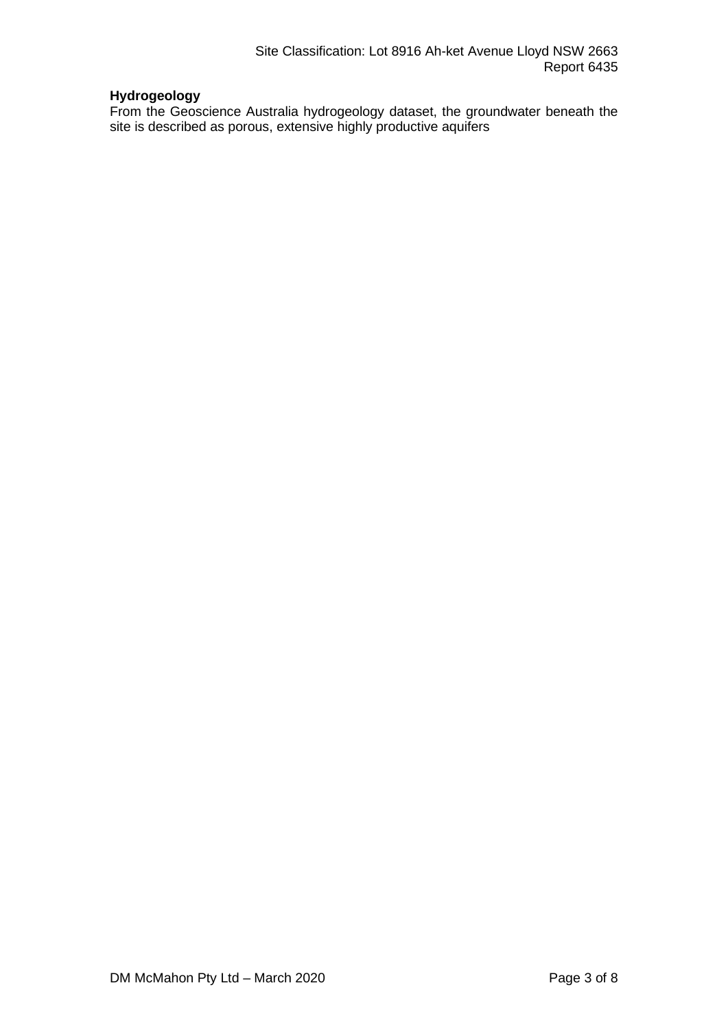### Hydrogeology

From the Geoscience Australia hydrogeology dataset, the groundwater beneath the site is described as porous, extensive highly productive aquifers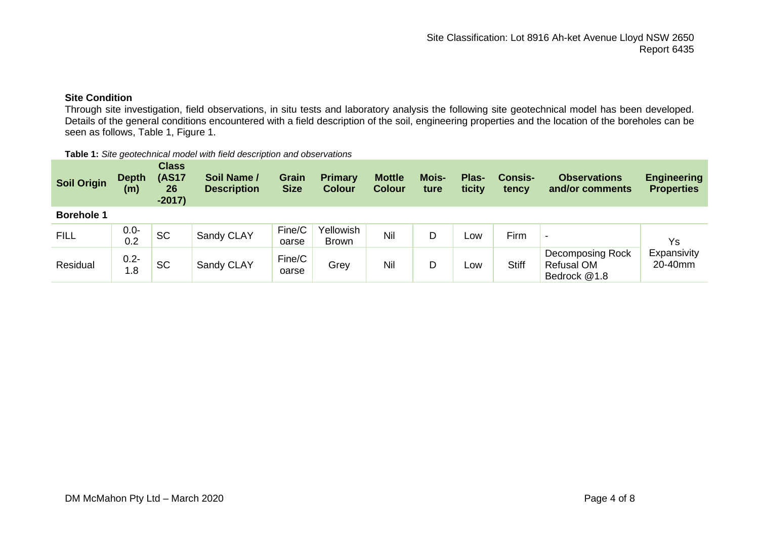### Site Condition

Through site investigation, field observations, in situ tests and laboratory analysis the following site geotechnical model has been developed. Details of the general conditions encountered with a field description of the soil, engineering properties and the location of the boreholes can be seen as follows, Table 1, Figure 1.

**Table 1:** *Site geotechnical model with field description and observations*

| Soil Origin | Depth (m) | Class (AS1726-2017) | Soil Name / Description | Grain Size | Primary Colour | Mottle Colour | Moisture | Plasticity | Consistency | Observations and/or comments | Engineering Properties |
|---|---|---|---|---|---|---|---|---|---|---|---|
| **Borehole 1** | | | | | | | | | | | |
| FILL | 0.0-0.2 | SC | Sandy CLAY | Fine/Coarse | Yellowish Brown | Nil | D | Low | Firm | - | Ys Expansivity 20-40mm |
| Residual | 0.2-1.8 | SC | Sandy CLAY | Fine/Coarse | Grey | Nil | D | Low | Stiff | Decomposing Rock Refusal OM Bedrock @1.8 | |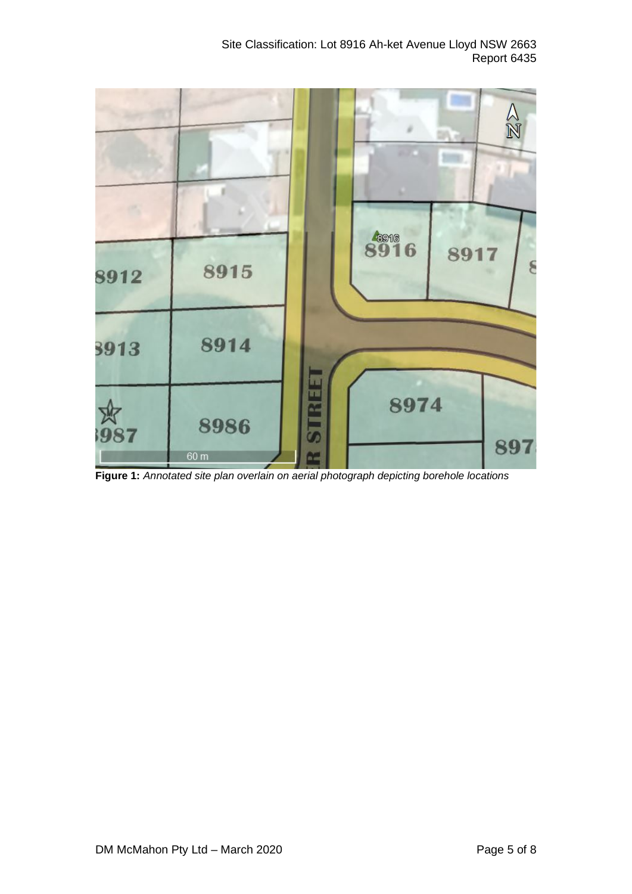**Figure 1:** *Annotated site plan overlain on aerial photograph depicting borehole locations*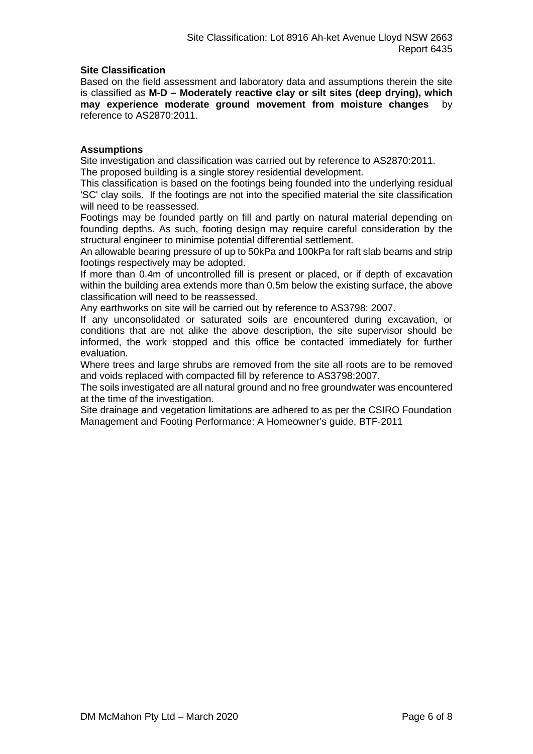**Site Classification**

Based on the field assessment and laboratory data and assumptions therein the site is classified as **M-D – Moderately reactive clay or silt sites (deep drying), which may experience moderate ground movement from moisture changes** by reference to AS2870:2011.

**Assumptions**

Site investigation and classification was carried out by reference to AS2870:2011.
The proposed building is a single storey residential development.
This classification is based on the footings being founded into the underlying residual 'SC' clay soils. If the footings are not into the specified material the site classification will need to be reassessed.
Footings may be founded partly on fill and partly on natural material depending on founding depths. As such, footing design may require careful consideration by the structural engineer to minimise potential differential settlement.
An allowable bearing pressure of up to 50kPa and 100kPa for raft slab beams and strip footings respectively may be adopted.
If more than 0.4m of uncontrolled fill is present or placed, or if depth of excavation within the building area extends more than 0.5m below the existing surface, the above classification will need to be reassessed.
Any earthworks on site will be carried out by reference to AS3798: 2007.
If any unconsolidated or saturated soils are encountered during excavation, or conditions that are not alike the above description, the site supervisor should be informed, the work stopped and this office be contacted immediately for further evaluation.
Where trees and large shrubs are removed from the site all roots are to be removed and voids replaced with compacted fill by reference to AS3798:2007.
The soils investigated are all natural ground and no free groundwater was encountered at the time of the investigation.
Site drainage and vegetation limitations are adhered to as per the CSIRO Foundation Management and Footing Performance: A Homeowner's guide, BTF-2011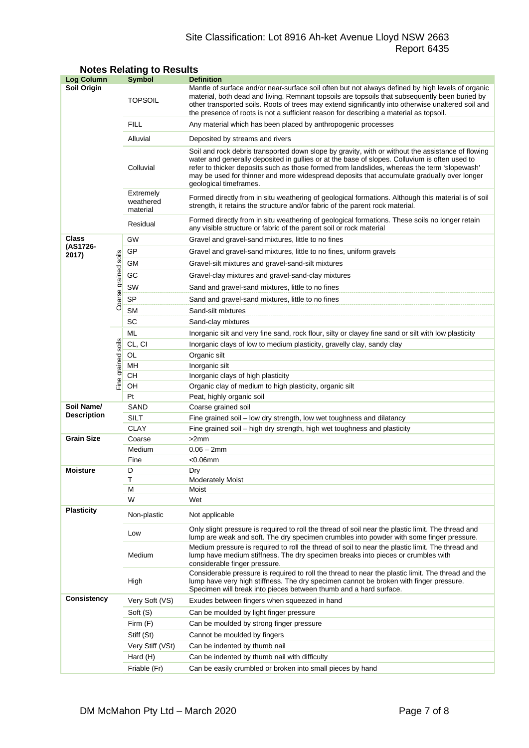## Notes Relating to Results

| Log Column | | Symbol | Definition |
|---|---|---|---|
| **Soil Origin** | | TOPSOIL | Mantle of surface and/or near-surface soil often but not always defined by high levels of organic material, both dead and living. Remnant topsoils are topsoils that subsequently been buried by other transported soils. Roots of trees may extend significantly into otherwise unaltered soil and the presence of roots is not a sufficient reason for describing a material as topsoil. |
| | | FILL | Any material which has been placed by anthropogenic processes |
| | | Alluvial | Deposited by streams and rivers |
| | | Colluvial | Soil and rock debris transported down slope by gravity, with or without the assistance of flowing water and generally deposited in gullies or at the base of slopes. Colluvium is often used to refer to thicker deposits such as those formed from landslides, whereas the term 'slopewash' may be used for thinner and more widespread deposits that accumulate gradually over longer geological timeframes. |
| | | Extremely weathered material | Formed directly from in situ weathering of geological formations. Although this material is of soil strength, it retains the structure and/or fabric of the parent rock material. |
| | | Residual | Formed directly from in situ weathering of geological formations. These soils no longer retain any visible structure or fabric of the parent soil or rock material |
| **Class (AS1726-2017)** | Coarse grained soils | GW | Gravel and gravel-sand mixtures, little to no fines |
| | | GP | Gravel and gravel-sand mixtures, little to no fines, uniform gravels |
| | | GM | Gravel-silt mixtures and gravel-sand-silt mixtures |
| | | GC | Gravel-clay mixtures and gravel-sand-clay mixtures |
| | | SW | Sand and gravel-sand mixtures, little to no fines |
| | | SP | Sand and gravel-sand mixtures, little to no fines |
| | | SM | Sand-silt mixtures |
| | | SC | Sand-clay mixtures |
| | Fine grained soils | ML | Inorganic silt and very fine sand, rock flour, silty or clayey fine sand or silt with low plasticity |
| | | CL, CI | Inorganic clays of low to medium plasticity, gravelly clay, sandy clay |
| | | OL | Organic silt |
| | | MH | Inorganic silt |
| | | CH | Inorganic clays of high plasticity |
| | | OH | Organic clay of medium to high plasticity, organic silt |
| | | Pt | Peat, highly organic soil |
| **Soil Name/ Description** | | SAND | Coarse grained soil |
| | | SILT | Fine grained soil – low dry strength, low wet toughness and dilatancy |
| | | CLAY | Fine grained soil – high dry strength, high wet toughness and plasticity |
| **Grain Size** | | Coarse | >2mm |
| | | Medium | 0.06 – 2mm |
| | | Fine | <0.06mm |
| **Moisture** | | D | Dry |
| | | T | Moderately Moist |
| | | M | Moist |
| | | W | Wet |
| **Plasticity** | | Non-plastic | Not applicable |
| | | Low | Only slight pressure is required to roll the thread of soil near the plastic limit. The thread and lump are weak and soft. The dry specimen crumbles into powder with some finger pressure. |
| | | Medium | Medium pressure is required to roll the thread of soil to near the plastic limit. The thread and lump have medium stiffness. The dry specimen breaks into pieces or crumbles with considerable finger pressure. |
| | | High | Considerable pressure is required to roll the thread to near the plastic limit. The thread and the lump have very high stiffness. The dry specimen cannot be broken with finger pressure. Specimen will break into pieces between thumb and a hard surface. |
| **Consistency** | | Very Soft (VS) | Exudes between fingers when squeezed in hand |
| | | Soft (S) | Can be moulded by light finger pressure |
| | | Firm (F) | Can be moulded by strong finger pressure |
| | | Stiff (St) | Cannot be moulded by fingers |
| | | Very Stiff (VSt) | Can be indented by thumb nail |
| | | Hard (H) | Can be indented by thumb nail with difficulty |
| | | Friable (Fr) | Can be easily crumbled or broken into small pieces by hand |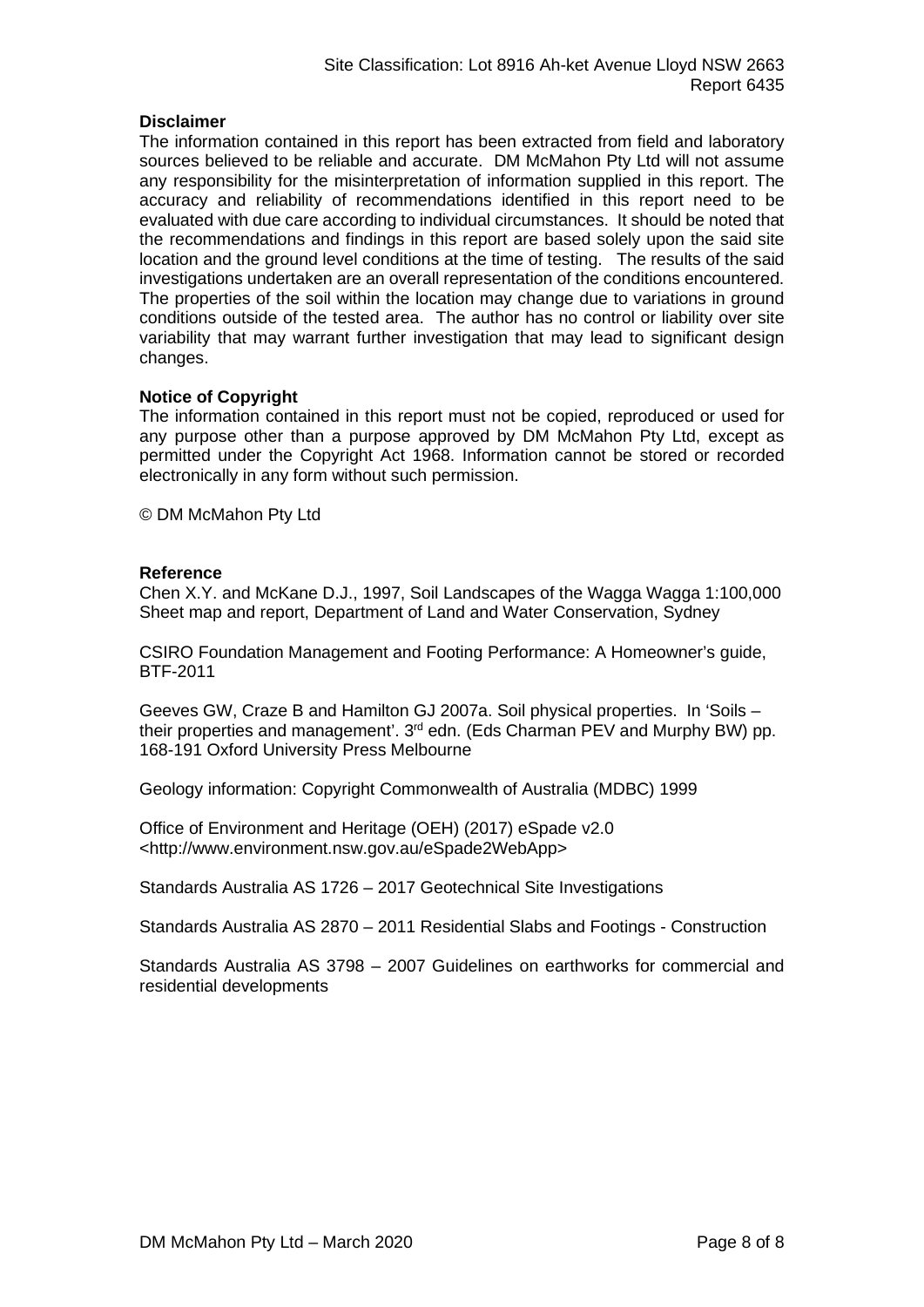**Disclaimer**

The information contained in this report has been extracted from field and laboratory sources believed to be reliable and accurate. DM McMahon Pty Ltd will not assume any responsibility for the misinterpretation of information supplied in this report. The accuracy and reliability of recommendations identified in this report need to be evaluated with due care according to individual circumstances. It should be noted that the recommendations and findings in this report are based solely upon the said site location and the ground level conditions at the time of testing. The results of the said investigations undertaken are an overall representation of the conditions encountered. The properties of the soil within the location may change due to variations in ground conditions outside of the tested area. The author has no control or liability over site variability that may warrant further investigation that may lead to significant design changes.

**Notice of Copyright**

The information contained in this report must not be copied, reproduced or used for any purpose other than a purpose approved by DM McMahon Pty Ltd, except as permitted under the Copyright Act 1968. Information cannot be stored or recorded electronically in any form without such permission.

© DM McMahon Pty Ltd

**Reference**

Chen X.Y. and McKane D.J., 1997, Soil Landscapes of the Wagga Wagga 1:100,000 Sheet map and report, Department of Land and Water Conservation, Sydney

CSIRO Foundation Management and Footing Performance: A Homeowner's guide, BTF-2011

Geeves GW, Craze B and Hamilton GJ 2007a. Soil physical properties. In 'Soils – their properties and management'. 3rd edn. (Eds Charman PEV and Murphy BW) pp. 168-191 Oxford University Press Melbourne

Geology information: Copyright Commonwealth of Australia (MDBC) 1999

Office of Environment and Heritage (OEH) (2017) eSpade v2.0 <http://www.environment.nsw.gov.au/eSpade2WebApp>

Standards Australia AS 1726 – 2017 Geotechnical Site Investigations

Standards Australia AS 2870 – 2011 Residential Slabs and Footings - Construction

Standards Australia AS 3798 – 2007 Guidelines on earthworks for commercial and residential developments